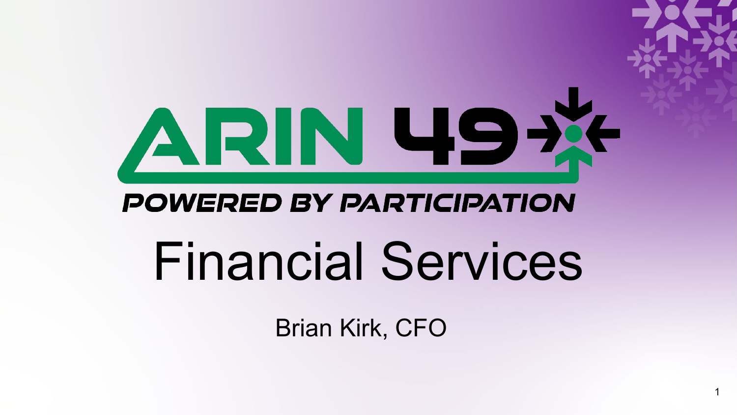# ARIN 49

**POWERED BY PARTICIPATION**

# Financial Services

Brian Kirk, CFO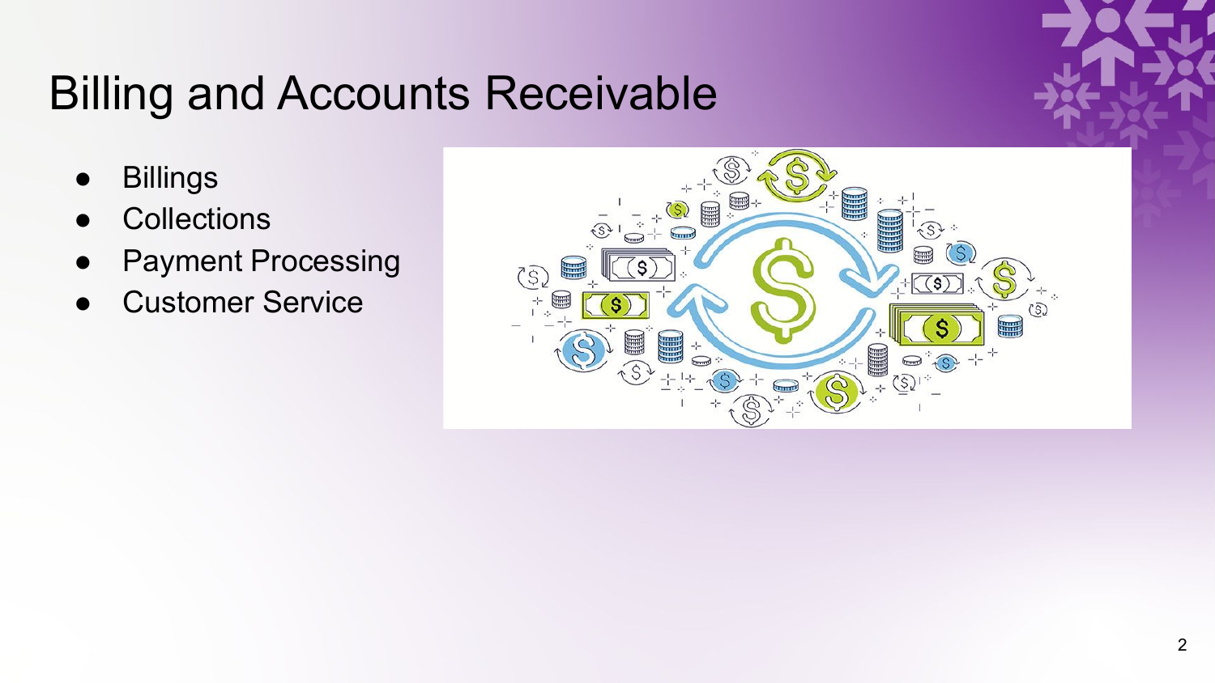# Billing and Accounts Receivable

- Billings
- Collections
- Payment Processing
- Customer Service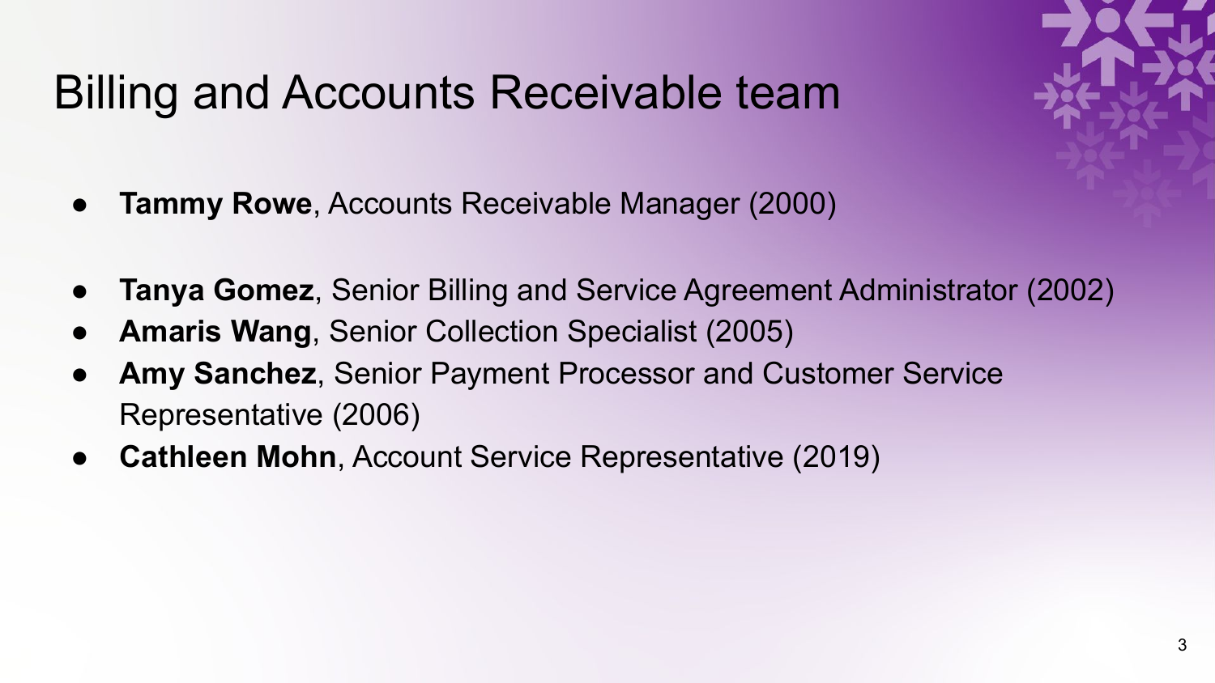# Billing and Accounts Receivable team

- **Tammy Rowe**, Accounts Receivable Manager (2000)

- **Tanya Gomez**, Senior Billing and Service Agreement Administrator (2002)
- **Amaris Wang**, Senior Collection Specialist (2005)
- **Amy Sanchez**, Senior Payment Processor and Customer Service Representative (2006)
- **Cathleen Mohn**, Account Service Representative (2019)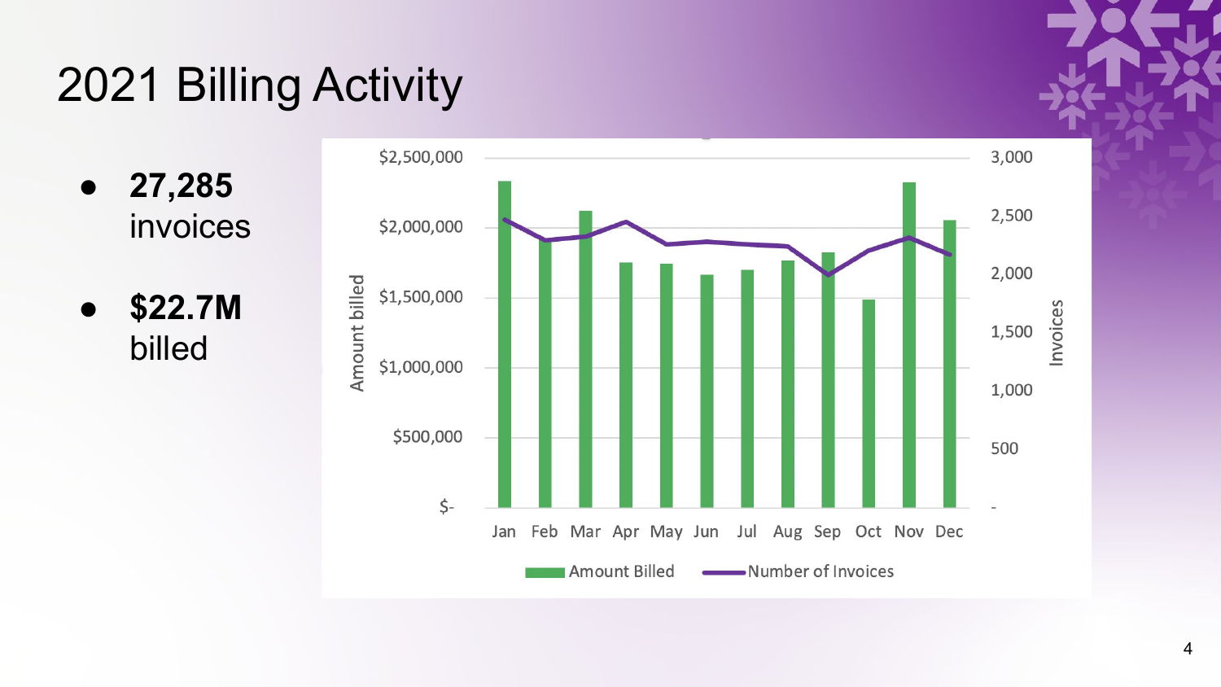# 2021 Billing Activity

- **27,285** invoices
- **$22.7M** billed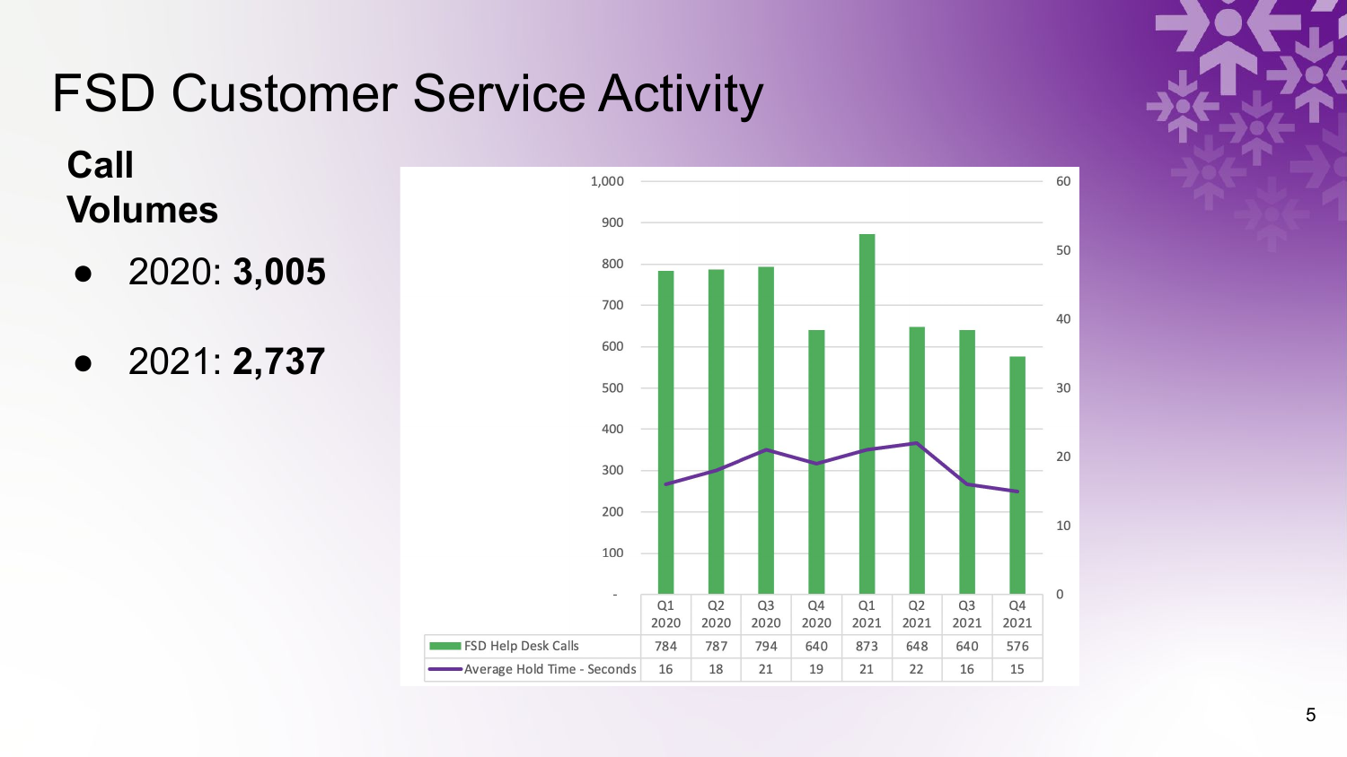# FSD Customer Service Activity

**Call Volumes**

- 2020: **3,005**
- 2021: **2,737**

| | Q1 2020 | Q2 2020 | Q3 2020 | Q4 2020 | Q1 2021 | Q2 2021 | Q3 2021 | Q4 2021 |
|---|---|---|---|---|---|---|---|---|
| FSD Help Desk Calls | 784 | 787 | 794 | 640 | 873 | 648 | 640 | 576 |
| Average Hold Time - Seconds | 16 | 18 | 21 | 19 | 21 | 22 | 16 | 15 |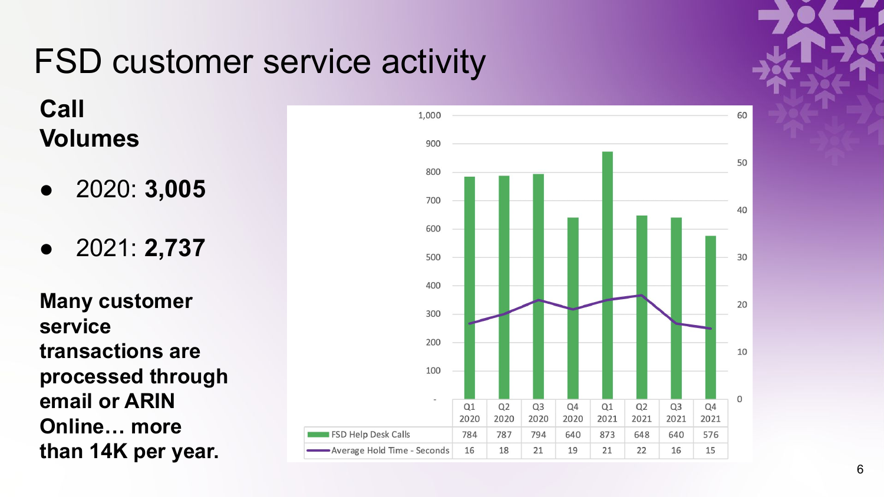# FSD customer service activity

**Call Volumes**

- 2020: **3,005**
- 2021: **2,737**

**Many customer service transactions are processed through email or ARIN Online… more than 14K per year.**

| | Q1 2020 | Q2 2020 | Q3 2020 | Q4 2020 | Q1 2021 | Q2 2021 | Q3 2021 | Q4 2021 |
|---|---|---|---|---|---|---|---|---|
| FSD Help Desk Calls | 784 | 787 | 794 | 640 | 873 | 648 | 640 | 576 |
| Average Hold Time - Seconds | 16 | 18 | 21 | 19 | 21 | 22 | 16 | 15 |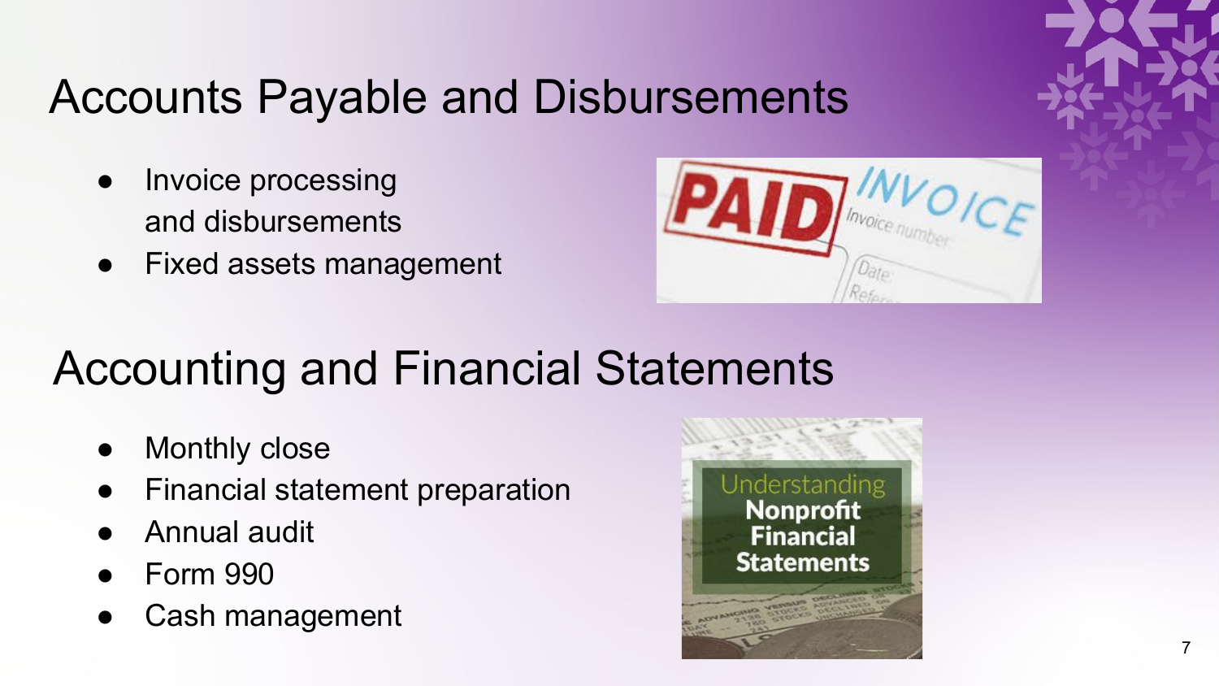## Accounts Payable and Disbursements

- Invoice processing and disbursements
- Fixed assets management

## Accounting and Financial Statements

- Monthly close
- Financial statement preparation
- Annual audit
- Form 990
- Cash management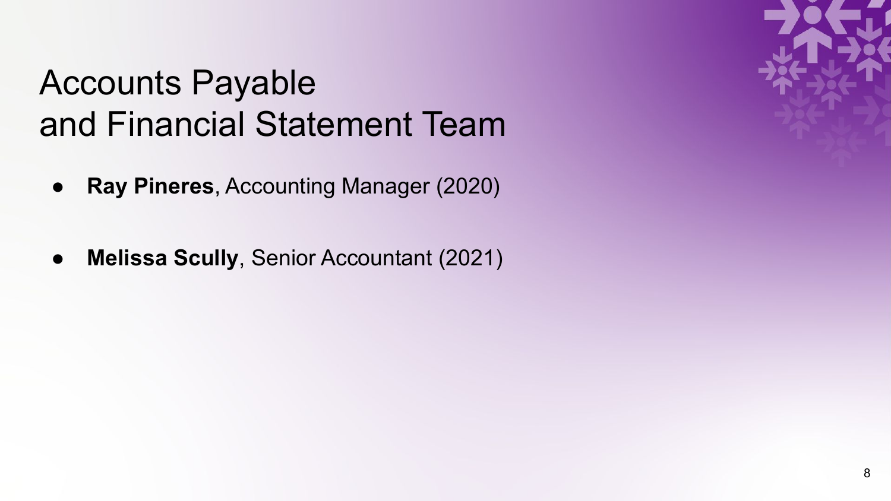# Accounts Payable and Financial Statement Team

- **Ray Pineres**, Accounting Manager (2020)
- **Melissa Scully**, Senior Accountant (2021)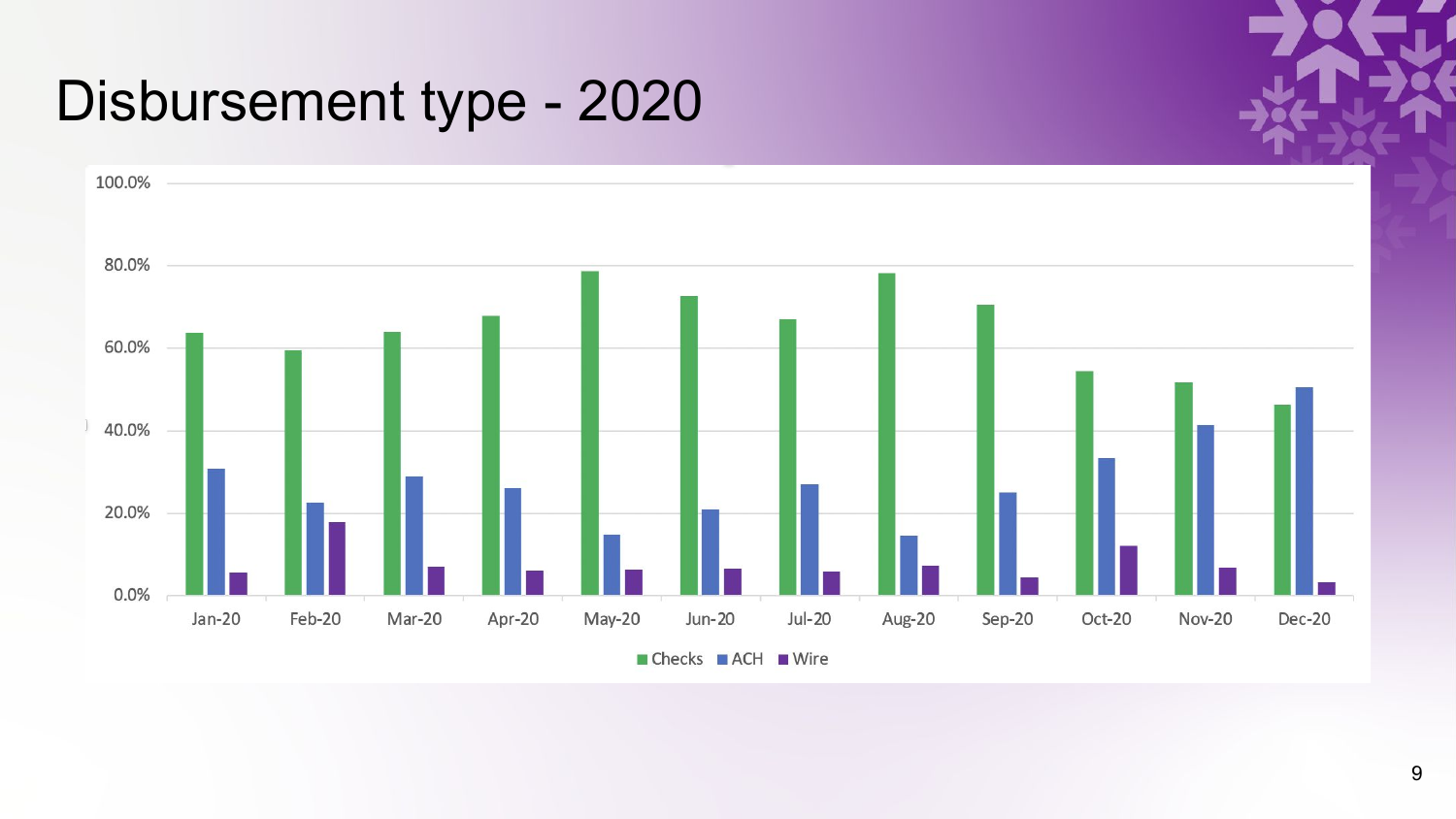# Disbursement type - 2020

100.0%

80.0%

60.0%

40.0%

20.0%

0.0%

Jan-20 Feb-20 Mar-20 Apr-20 May-20 Jun-20 Jul-20 Aug-20 Sep-20 Oct-20 Nov-20 Dec-20

Checks ACH Wire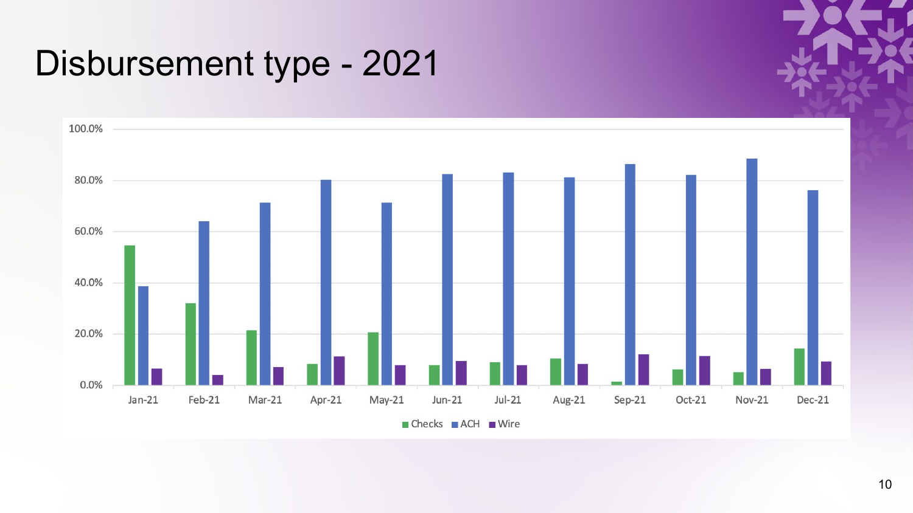# Disbursement type - 2021

100.0%
80.0%
60.0%
40.0%
20.0%
0.0%

Jan-21 Feb-21 Mar-21 Apr-21 May-21 Jun-21 Jul-21 Aug-21 Sep-21 Oct-21 Nov-21 Dec-21

Checks ACH Wire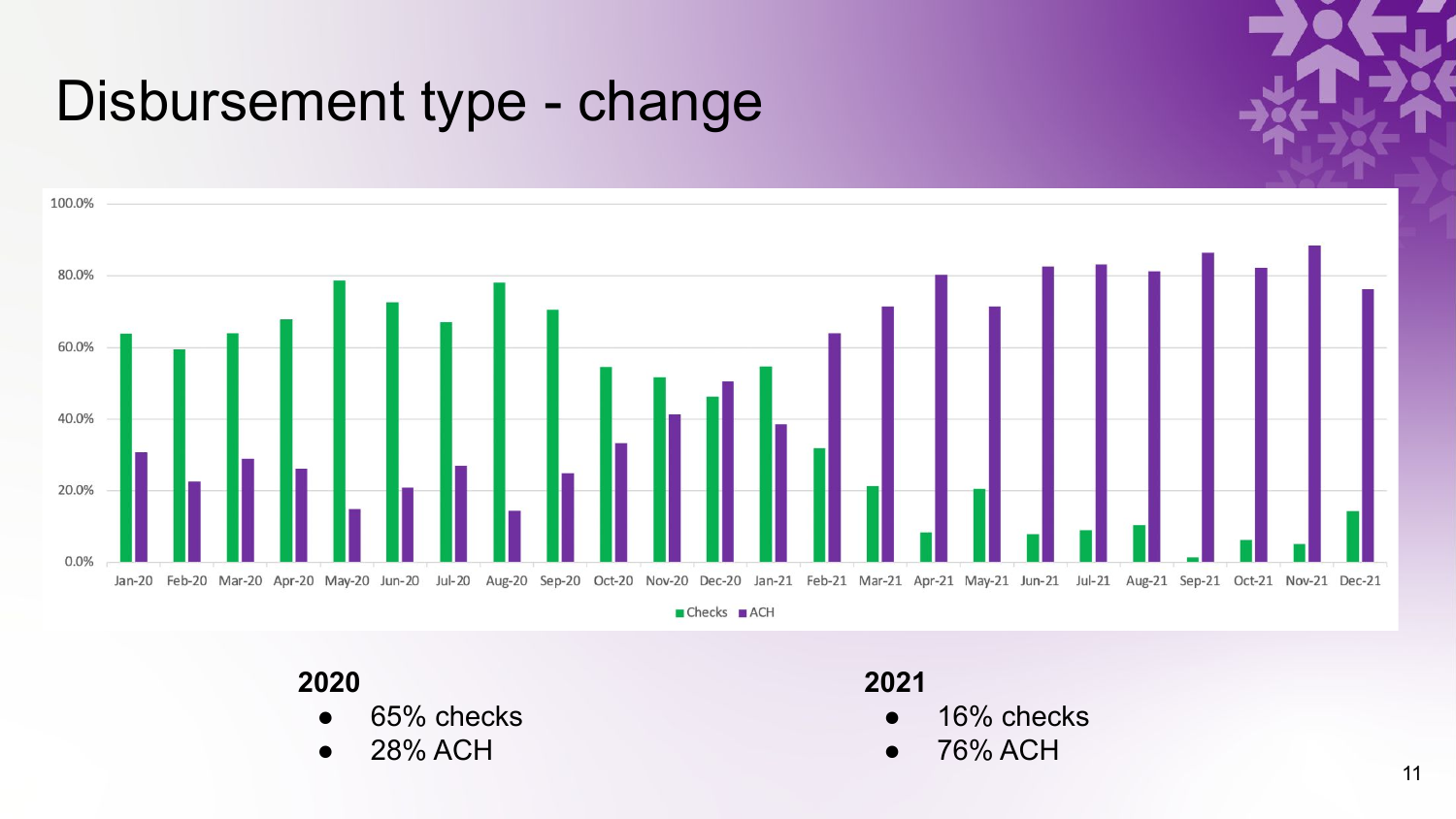# Disbursement type - change

**2020**

- 65% checks
- 28% ACH

**2021**

- 16% checks
- 76% ACH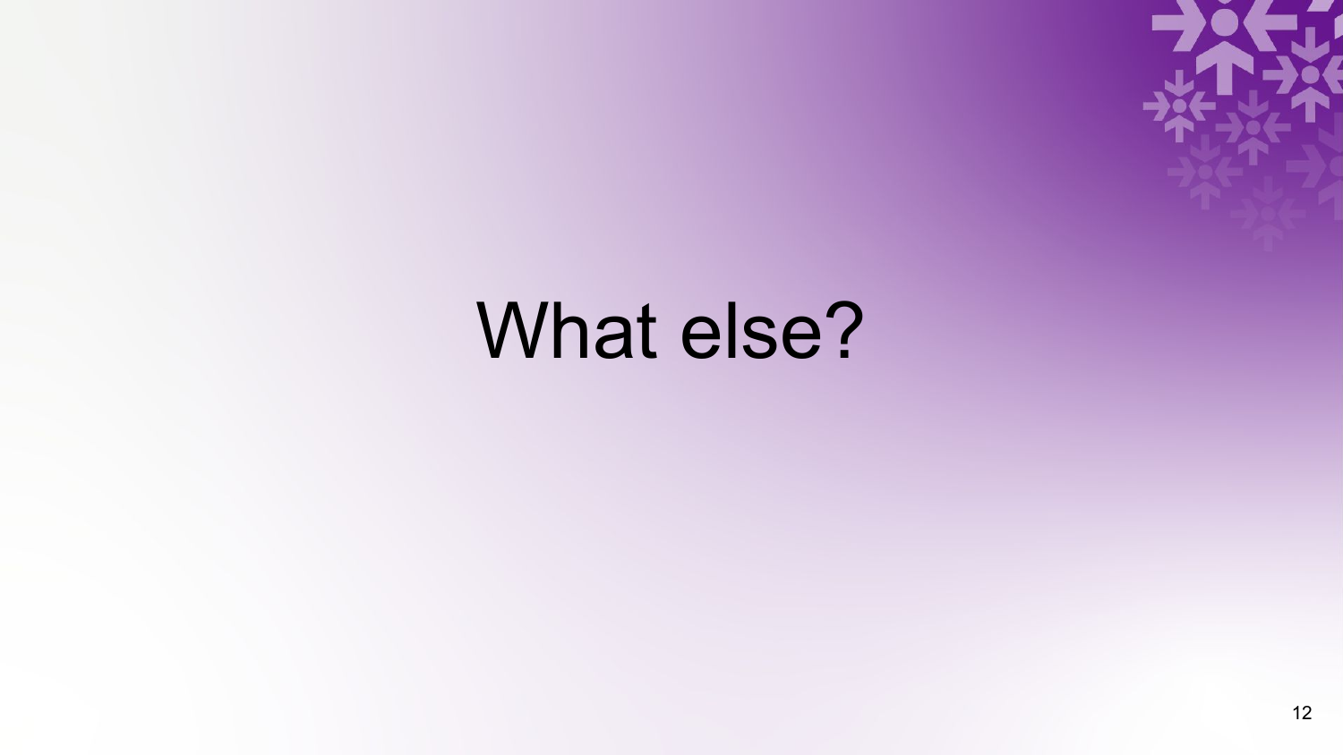# What else?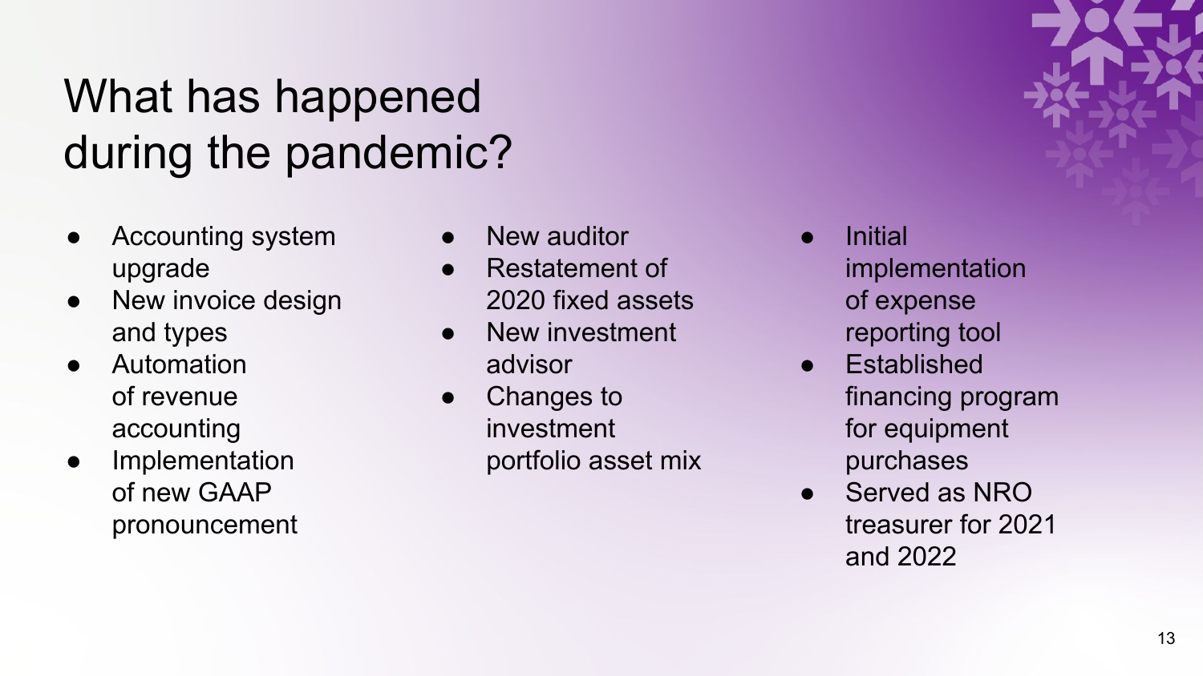# What has happened during the pandemic?

- Accounting system upgrade
- New invoice design and types
- Automation of revenue accounting
- Implementation of new GAAP pronouncement
- New auditor
- Restatement of 2020 fixed assets
- New investment advisor
- Changes to investment portfolio asset mix
- Initial implementation of expense reporting tool
- Established financing program for equipment purchases
- Served as NRO treasurer for 2021 and 2022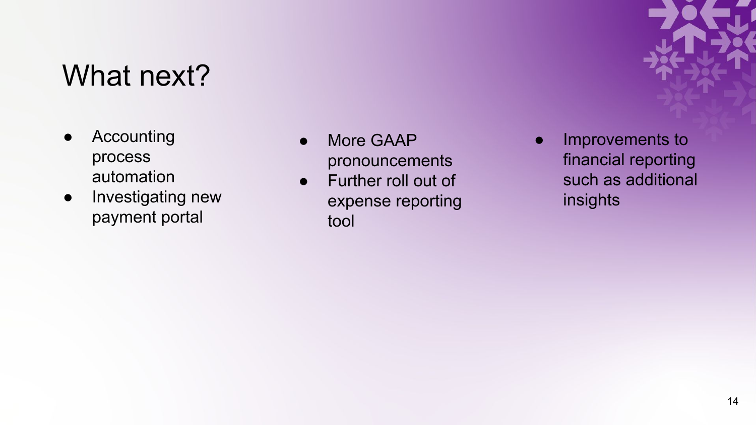# What next?

- Accounting process automation
- Investigating new payment portal
- More GAAP pronouncements
- Further roll out of expense reporting tool
- Improvements to financial reporting such as additional insights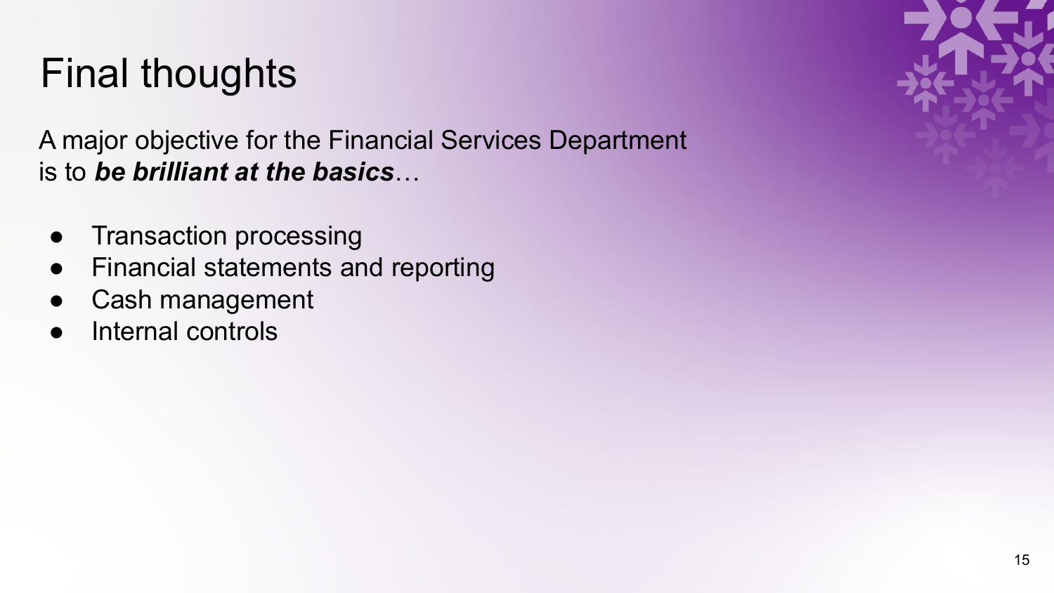# Final thoughts

A major objective for the Financial Services Department is to ***be brilliant at the basics***…

- Transaction processing
- Financial statements and reporting
- Cash management
- Internal controls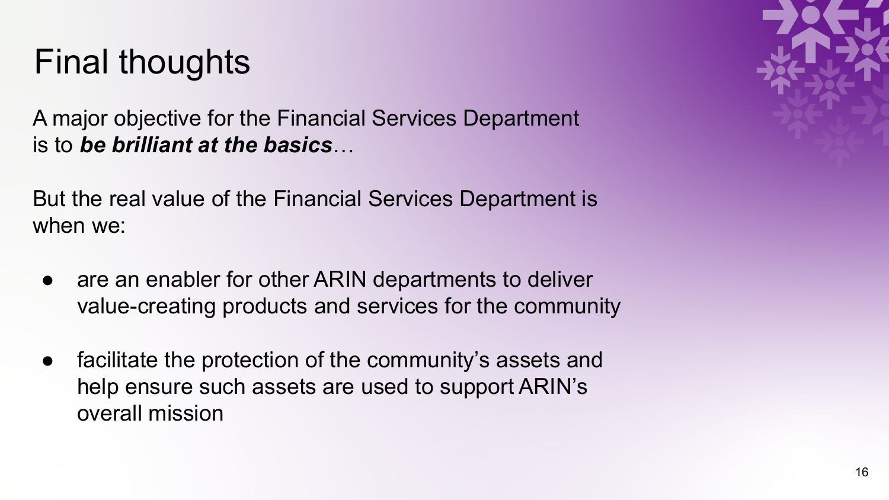# Final thoughts

A major objective for the Financial Services Department is to ***be brilliant at the basics***…

But the real value of the Financial Services Department is when we:

- are an enabler for other ARIN departments to deliver value-creating products and services for the community
- facilitate the protection of the community's assets and help ensure such assets are used to support ARIN's overall mission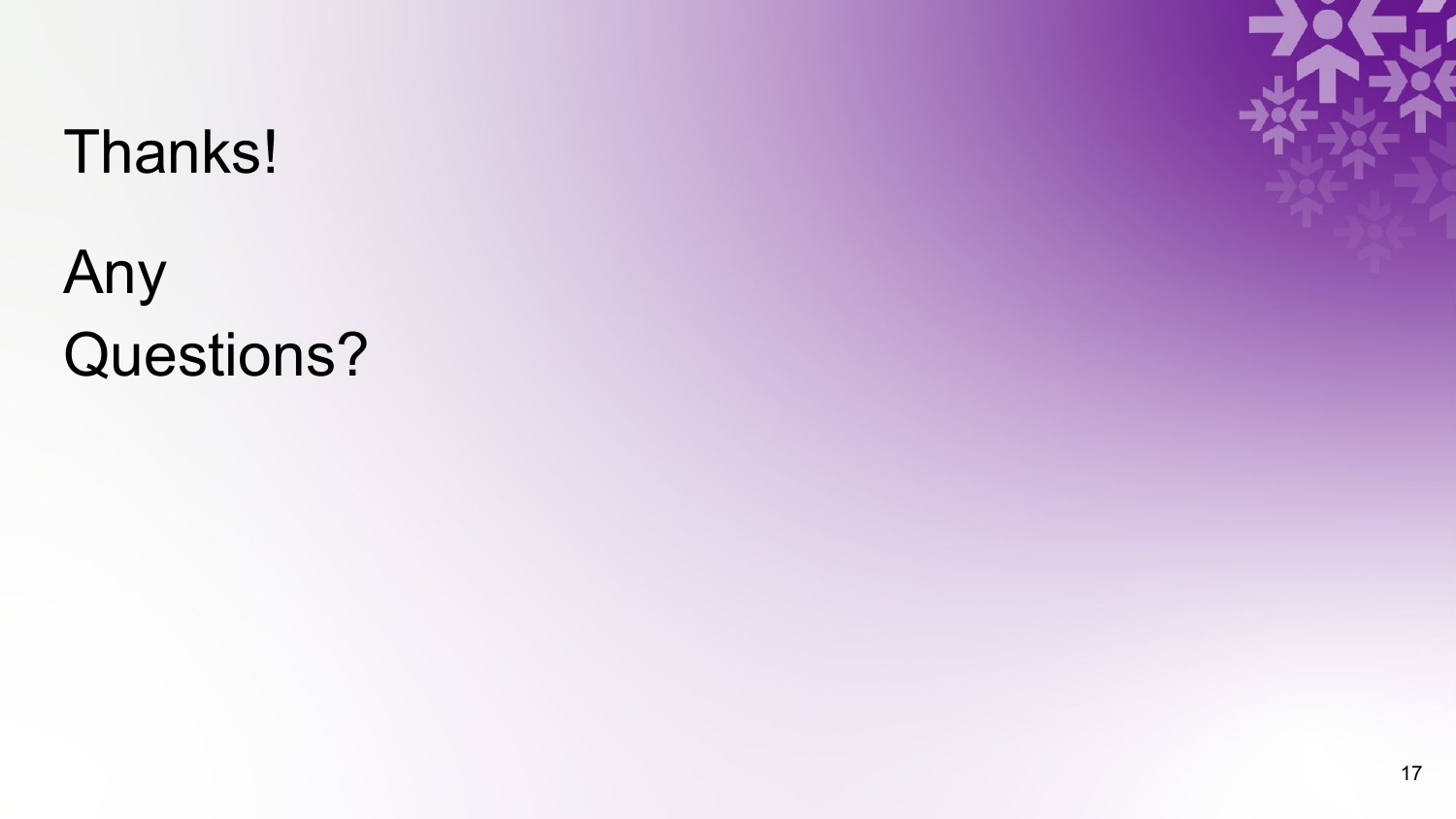Thanks!

Any Questions?